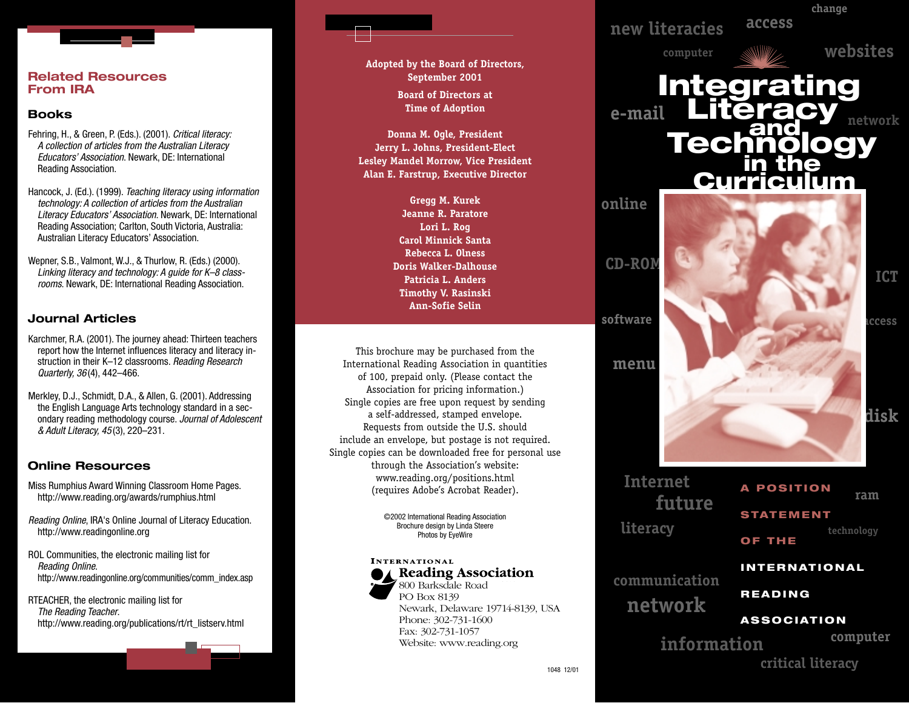## Related Resources From IRA

### Books

Fehring, H., & Green, P. (Eds.). (2001). *Critical literacy: A collection of articles from the Australian Literacy Educators' Association*. Newark, DE: International Reading Association.

Hancock, J. (Ed.). (1999). *Teaching literacy using information technology: A collection of articles from the Australian Literacy Educators' Association*. Newark, DE: International Reading Association; Carlton, South Victoria, Australia: Australian Literacy Educators' Association.

Wepner, S.B., Valmont, W.J., & Thurlow, R. (Eds.) (2000). *Linking literacy and technology: A guide for K–8 classrooms*. Newark, DE: International Reading Association.

### Journal Articles

Karchmer, R.A. (2001). The journey ahead: Thirteen teachers report how the Internet influences literacy and literacy instruction in their K–12 classrooms. *Reading Research Quarterly, 36*(4), 442–466.

Merkley, D.J., Schmidt, D.A., & Allen, G. (2001). Addressing the English Language Arts technology standard in a secondary reading methodology course. *Journal of Adolescent & Adult Literacy, 45*(3), 220–231.

### Online Resources

Miss Rumphius Award Winning Classroom Home Pages. http://www.reading.org/awards/rumphius.html

*Reading Online*, IRA's Online Journal of Literacy Education. http://www.readingonline.org

ROL Communities, the electronic mailing list for *Reading Online*. http://www.readingonline.org/communities/comm_index.asp

RTEACHER, the electronic mailing list for *The Reading Teacher*. http://www.reading.org/publications/rt/rt_listserv.html

---

Adopted by the Board of Directors, September 2001

Board of Directors at Time of Adoption

Donna M. Ogle, President
Jerry L. Johns, President-Elect
Lesley Mandel Morrow, Vice President
Alan E. Farstrup, Executive Director

Gregg M. Kurek
Jeanne R. Paratore
Lori L. Rog
Carol Minnick Santa
Rebecca L. Olness
Doris Walker-Dalhouse
Patricia L. Anders
Timothy V. Rasinski
Ann-Sofie Selin

This brochure may be purchased from the International Reading Association in quantities of 100, prepaid only. (Please contact the Association for pricing information.) Single copies are free upon request by sending a self-addressed, stamped envelope. Requests from outside the U.S. should include an envelope, but postage is not required. Single copies can be downloaded free for personal use through the Association's website: www.reading.org/positions.html (requires Adobe's Acrobat Reader).

©2002 International Reading Association
Brochure design by Linda Steere
Photos by EyeWire

International Reading Association
800 Barksdale Road
PO Box 8139
Newark, Delaware 19714-8139, USA
Phone: 302-731-1600
Fax: 302-731-1057
Website: www.reading.org

1048 12/01

---

# Integrating Literacy and Technology in the Curriculum

A Position Statement of the International Reading Association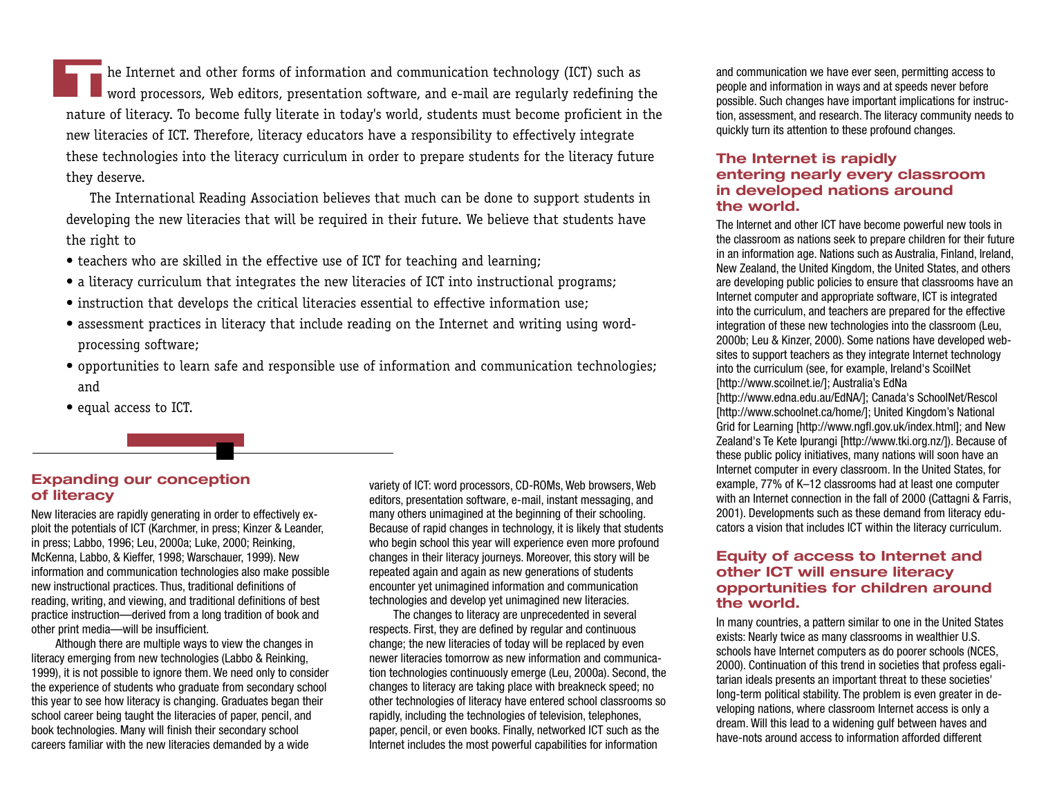The Internet and other forms of information and communication technology (ICT) such as word processors, Web editors, presentation software, and e-mail are regularly redefining the nature of literacy. To become fully literate in today's world, students must become proficient in the new literacies of ICT. Therefore, literacy educators have a responsibility to effectively integrate these technologies into the literacy curriculum in order to prepare students for the literacy future they deserve.

The International Reading Association believes that much can be done to support students in developing the new literacies that will be required in their future. We believe that students have the right to

- teachers who are skilled in the effective use of ICT for teaching and learning;
- a literacy curriculum that integrates the new literacies of ICT into instructional programs;
- instruction that develops the critical literacies essential to effective information use;
- assessment practices in literacy that include reading on the Internet and writing using word-processing software;
- opportunities to learn safe and responsible use of information and communication technologies; and
- equal access to ICT.

## Expanding our conception of literacy

New literacies are rapidly generating in order to effectively exploit the potentials of ICT (Karchmer, in press; Kinzer & Leander, in press; Labbo, 1996; Leu, 2000a; Luke, 2000; Reinking, McKenna, Labbo, & Kieffer, 1998; Warschauer, 1999). New information and communication technologies also make possible new instructional practices. Thus, traditional definitions of reading, writing, and viewing, and traditional definitions of best practice instruction—derived from a long tradition of book and other print media—will be insufficient.

Although there are multiple ways to view the changes in literacy emerging from new technologies (Labbo & Reinking, 1999), it is not possible to ignore them. We need only to consider the experience of students who graduate from secondary school this year to see how literacy is changing. Graduates began their school career being taught the literacies of paper, pencil, and book technologies. Many will finish their secondary school careers familiar with the new literacies demanded by a wide variety of ICT: word processors, CD-ROMs, Web browsers, Web editors, presentation software, e-mail, instant messaging, and many others unimagined at the beginning of their schooling. Because of rapid changes in technology, it is likely that students who begin school this year will experience even more profound changes in their literacy journeys. Moreover, this story will be repeated again and again as new generations of students encounter yet unimagined information and communication technologies and develop yet unimagined new literacies.

The changes to literacy are unprecedented in several respects. First, they are defined by regular and continuous change; the new literacies of today will be replaced by even newer literacies tomorrow as new information and communication technologies continuously emerge (Leu, 2000a). Second, the changes to literacy are taking place with breakneck speed; no other technologies of literacy have entered school classrooms so rapidly, including the technologies of television, telephones, paper, pencil, or even books. Finally, networked ICT such as the Internet includes the most powerful capabilities for information and communication we have ever seen, permitting access to people and information in ways and at speeds never before possible. Such changes have important implications for instruction, assessment, and research. The literacy community needs to quickly turn its attention to these profound changes.

## The Internet is rapidly entering nearly every classroom in developed nations around the world.

The Internet and other ICT have become powerful new tools in the classroom as nations seek to prepare children for their future in an information age. Nations such as Australia, Finland, Ireland, New Zealand, the United Kingdom, the United States, and others are developing public policies to ensure that classrooms have an Internet computer and appropriate software, ICT is integrated into the curriculum, and teachers are prepared for the effective integration of these new technologies into the classroom (Leu, 2000b; Leu & Kinzer, 2000). Some nations have developed web-sites to support teachers as they integrate Internet technology into the curriculum (see, for example, Ireland's ScoilNet [http://www.scoilnet.ie/]; Australia's EdNa [http://www.edna.edu.au/EdNA/]; Canada's SchoolNet/Rescol [http://www.schoolnet.ca/home/]; United Kingdom's National Grid for Learning [http://www.ngfl.gov.uk/index.html]; and New Zealand's Te Kete Ipurangi [http://www.tki.org.nz/]). Because of these public policy initiatives, many nations will soon have an Internet computer in every classroom. In the United States, for example, 77% of K–12 classrooms had at least one computer with an Internet connection in the fall of 2000 (Cattagni & Farris, 2001). Developments such as these demand from literacy educators a vision that includes ICT within the literacy curriculum.

## Equity of access to Internet and other ICT will ensure literacy opportunities for children around the world.

In many countries, a pattern similar to one in the United States exists: Nearly twice as many classrooms in wealthier U.S. schools have Internet computers as do poorer schools (NCES, 2000). Continuation of this trend in societies that profess egalitarian ideals presents an important threat to these societies' long-term political stability. The problem is even greater in developing nations, where classroom Internet access is only a dream. Will this lead to a widening gulf between haves and have-nots around access to information afforded different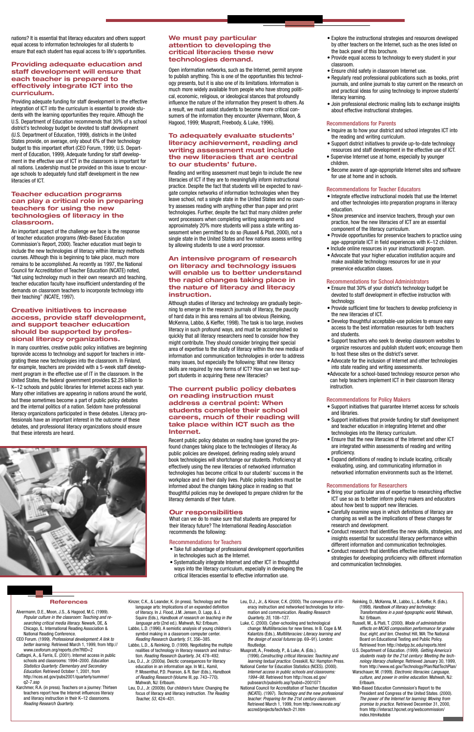nations? It is essential that literacy educators and others support equal access to information technologies for all students to ensure that each student has equal access to life's opportunities.

## Providing adequate education and staff development will ensure that each teacher is prepared to effectively integrate ICT into the curriculum.

Providing adequate funding for staff development in the effective integration of ICT into the curriculum is essential to provide students with the learning opportunities they require. Although the U.S. Department of Education recommends that 30% of a school district's technology budget be devoted to staff development (U.S. Department of Education, 1999), districts in the United States provide, on average, only about 6% of their technology budget to this important effort (CEO Forum, 1999; U.S. Department of Education, 1999). Adequate funding for staff development in the effective use of ICT in the classroom is important for all nations. Leadership must be provided on this issue to encourage schools to adequately fund staff development in the new literacies of ICT.

## Teacher education programs can play a critical role in preparing teachers for using the new technologies of literacy in the classroom.

An important aspect of the challenge we face is the response of teacher education programs (Web-Based Education Commission's Report, 2000). Teacher education must begin to include the new technologies of literacy within literacy methods courses. Although this is beginning to take place, much more remains to be accomplished. As recently as 1997, the National Council for Accreditation of Teacher Education (NCATE) noted, "Not using technology much in their own research and teaching, teacher education faculty have insufficient understanding of the demands on classroom teachers to incorporate technology into their teaching" (NCATE, 1997).

## Creative initiatives to increase access, provide staff development, and support teacher education should be supported by professional literacy organizations.

In many countries, creative public policy initiatives are beginning toprovide access to technology and support for teachers in integrating these new technologies into the classroom. In Finland, for example, teachers are provided with a 5-week staff development program in the effective use of IT in the classroom. In the United States, the federal government provides $2.25 billion to K–12 schools and public libraries for Internet access each year. Many other initiatives are appearing in nations around the world, but these sometimes become a part of public policy debates and the internal politics of a nation. Seldom have professional literacy organizations participated in these debates. Literacy professionals have an important interest in the outcome of these debates, and professional literacy organizations should ensure that these interests are heard.

## We must pay particular attention to developing the critical literacies these new technologies demand.

Open information networks, such as the Internet, permit anyone to publish anything. This is one of the opportunities this technology presents, but it is also one of its limitations. Information is much more widely available from people who have strong political, economic, religious, or ideological stances that profoundly influence the nature of the information they present to others. As a result, we must assist students to become more critical consumers of the information they encounter (Alvermann, Moon, & Hagood, 1999; Muspratt, Freebody, & Luke, 1996).

## To adequately evaluate students' literacy achievement, reading and writing assessment must include the new literacies that are central to our students' future.

Reading and writing assessment must begin to include the new literacies of ICT if they are to meaningfully inform instructional practice. Despite the fact that students will be expected to navigate complex networks of information technologies when they leave school, not a single state in the United States and no country assesses reading with anything other than paper and print technologies. Further, despite the fact that many children prefer word processors when completing writing assignments and approximately 20% more students will pass a state writing assessment when permitted to do so (Russell & Plati, 2000), not a single state in the United States and few nations assess writing by allowing students to use a word processor.

## An intensive program of research on literacy and technology issues will enable us to better understand the rapid changes taking place in the nature of literacy and literacy instruction.

Although studies of literacy and technology are gradually beginning to emerge in the research journals of literacy, the paucity of hard data in this area remains all too obvious (Reinking, McKenna, Labbo, & Kieffer, 1998). The task is too large, involves literacy in such profound ways, and must be accomplished so quickly that all literacy researchers need to consider how they might contribute. They should consider bringing their special area of expertise to the study of literacy within the new media of information and communication technologies in order to address many issues, but especially the following: What new literacy skills are required by new forms of ICT? How can we best support students in acquiring these new literacies?

## The current public policy debates on reading instruction must address a central point: When students complete their school careers, much of their reading will take place within ICT such as the Internet.

Recent public policy debates on reading have ignored the profound changes taking place in the technologies of literacy. As public policies are developed, defining reading solely around book technologies will shortchange our students. Proficiency at effectively using the new literacies of networked information technologies has become critical to our students' success in the workplace and in their daily lives. Public policy leaders must be informed about the changes taking place in reading so that thoughtful policies may be developed to prepare children for the literacy demands of their future.

## Our responsibilities

What can we do to make sure that students are prepared for their literacy future? The International Reading Association recommends the following:

### Recommendations for Teachers

- Take full advantage of professional development opportunities in technologies such as the Internet.
- Systematically integrate Internet and other ICT in thoughtful ways into the literacy curriculum, especially in developing the critical literacies essential to effective information use.
- Explore the instructional strategies and resources developed by other teachers on the Internet, such as the ones listed on the back panel of this brochure.
- Provide equal access to technology to every student in your classroom.
- Ensure child safety in classroom Internet use.
- Regularly read professional publications such as books, print journals, and online journals to stay current on the research on and practical ideas for using technology to improve students' literacy learning.
- Join professional electronic mailing lists to exchange insights about effective instructional strategies.

### Recommendations for Parents

- Inquire as to how your district and school integrates ICT into the reading and writing curriculum.
- Support district initiatives to provide up-to-date technology resources and staff development in the effective use of ICT.
- Supervise Internet use at home, especially by younger children.
- Become aware of age-appropriate Internet sites and software for use at home and in schools.

### Recommendations for Teacher Educators

- Integrate effective instructional models that use the Internet and other technologies into preparation programs in literacy education.
- Show preservice and inservice teachers, through your own practice, how the new literacies of ICT are an essential component of the literacy curriculum.
- Provide opportunities for preservice teachers to practice using age-appropriate ICT in field experiences with K–12 children.
- Include online resources in your instructional program.
- Advocate that your higher education institution acquire and make available technology resources for use in your preservice education classes.

### Recommendations for School Administrators

- Ensure that 30% of your district's technology budget be devoted to staff development in effective instruction with technology.
- Provide sufficient time for teachers to develop proficiency in the new literacies of ICT.
- Develop thoughtful acceptable-use policies to ensure easy access to the best information resources for both teachers and students.
- Support teachers who seek to develop classroom websites to organize resources and publish student work; encourage them to host these sites on the district's server.
- Advocate for the inclusion of Internet and other technologies into state reading and writing assessments.
- Advocate for a school-based technology resource person who can help teachers implement ICT in their classroom literacy instruction.

### Recommendations for Policy Makers

- Support initiatives that guarantee Internet access for schools and libraries.
- Support initiatives that provide funding for staff development and teacher education in integrating Internet and other technologies into the literacy curriculum.
- Ensure that the new literacies of the Internet and other ICT are integrated within assessments of reading and writing proficiency.
- Expand definitions of reading to include locating, critically evaluating, using, and communicating information in networked information environments such as the Internet.

### Recommendations for Researchers

- Bring your particular area of expertise to researching effective ICT use so as to better inform policy makers and educators about how best to support new literacies.
- Carefully examine ways in which definitions of literacy are changing as well as the implications of these changes for research and development.
- Conduct research that identifies the new skills, strategies, and insights essential for successful literacy performance within different information and communication technologies.
- Conduct research that identifies effective instructional strategies for developing proficiency with different information and communication technologies.

## References

Alvermann, D.E., Moon, J.S., & Hagood, M.C. (1999). *Popular culture in the classroom: Teaching and researching critical media literacy.* Newark, DE, & Chicago, IL: International Reading Association & National Reading Conference.

CEO Forum. (1999). *Professional development: A link to better learning.* Retrieved March 1, 1999, from http://www.ceoforum.org/reports.cfm?RID=2

Cattagni, A., & Farris, E. (2001). Internet access in public schools and classrooms: 1994–2000. *Education Statistics Quarterly: Elementary and Secondary Education.* Retrieved October 1, 2001, from http://nces.ed.gov/pubs2001/quarterly/summer/q2-7.asp

Karchmer, R.A. (in press). Teachers on a journey: Thirteen teachers report how the Internet influences literacy and literacy instruction in their K–12 classrooms. *Reading Research Quarterly.*

Kinzer, C.K., & Leander, K. (in press). Technology and the language arts: Implications of an expanded definition of literacy. In J. Flood, J.M. Jensen, D. Lapp, & J. Squire (Eds.), *Handbook of research on teaching in the language arts* (2nd ed.). Mahwah, NJ: Erlbaum.

Labbo, L.D. (1996). A semiotic analysis of young children's symbol making in a classroom computer center. *Reading Research Quarterly, 51,* 356–385.

Labbo, L.D., & Reinking, D. (1999). Negotiating the multiple realities of technology in literacy research and instruction. *Reading Research Quarterly, 34,* 478–492.

Leu, D.J., Jr. (2000a). Deictic consequences for literacy education in an information age. In M.L. Kamil, P. Mosenthal, P.D. Pearson, & R. Barr (Eds.), *Handbook of Reading Research* (Volume III, pp. 743–770). Mahwah, NJ: Erlbaum.

Leu, D.J., Jr. (2000b). Our children's future: Changing the focus of literacy and literacy instruction. *The Reading Teacher, 53,* 424–431.

Leu, D.J., Jr., & Kinzer, C.K. (2000). The convergence of literacy instruction and networked technologies for information and communication. *Reading Research Quarterly, 35,* 108–127.

Luke, C. (2000). Cyber-schooling and technological change: Multiliteracies for new times. In B. Cope & M. Kalantzis (Eds.), *Multiliteracies: Literacy learning and the design of social futures* (pp. 69–91). London: Routledge.

Muspratt, A., Freebody, P., & Luke, A. (Eds.). (1996). *Constructing critical literacies: Teaching and learning textual practice.* Cresskill, NJ: Hampton Press.

National Center for Education Statistics (NCES). (2000). *Internet access in public schools and classrooms: 1994–98.* Retrieved from http://nces.ed.gov/pubsearch/pubsinfo.asp?pubid=2001071

National Council for Accreditation of Teacher Education (NCATE). (1997). *Technology and the new professional teacher: Preparing for the 21st century classroom.* Retrieved March 1, 1999, from http://www.ncate.org/accred/projects/tech/tech-21.htm

Reinking, D., McKenna, M., Labbo, L., & Kieffer, R. (Eds.). (1998). *Handbook of literacy and technology: Transformations in a post-typographic world.* Mahwah, NJ: Erlbaum.

Russell, M., & Plati, T. (2000). *Mode of administration effects on MCAS composition performance for grades four, eight, and ten.* Chestnut Hill, MA: The National Board on Educational Testing and Public Policy. Retrieved from http://nbetpp.bc.edu/reports.html

U.S. Department of Education. (1999). *Getting America's students ready for the 21st century: Meeting the technology literacy challenge.* Retrieved January 30, 1999, from http://www.ed.gov/Technology/Plan/NatTechPlan/

Warschauer, M. (1999). *Electronic literacies: Language, culture, and power in online education.* Mahwah, NJ: Erlbaum.

Web-Based Education Commission's Report to the President and Congress of the United States. (2000). *The power of the Internet for learning: Moving from promise to practice.* Retrieved December 31, 2000, from http://interact.hpcnet.org/webcommission/index.htm#adobe